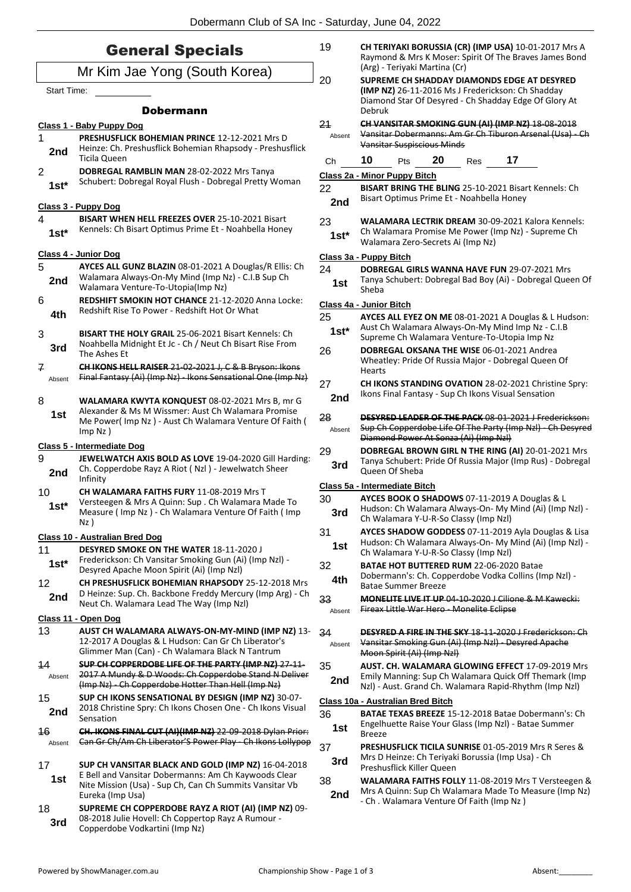# General Specials

## Mr Kim Jae Yong (South Korea)

Start Time: \_\_\_\_\_\_\_\_\_\_

### Dobermann

**Class 1 - Baby Puppy Dog**

1 — 2nd — **PRESHUSFLICK BOHEMIAN PRINCE** 12-12-2021 Mrs D Heinze: Ch. Preshusflick Bohemian Rhapsody - Preshusflick Ticila Queen

2 — 1st* — **DOBREGAL RAMBLIN MAN** 28-02-2022 Mrs Tanya Schubert: Dobregal Royal Flush - Dobregal Pretty Woman

**Class 3 - Puppy Dog**

4 — 1st* — **BISART WHEN HELL FREEZES OVER** 25-10-2021 Bisart Kennels: Ch Bisart Optimus Prime Et - Noahbella Honey

**Class 4 - Junior Dog**

5 — 2nd — **AYCES ALL GUNZ BLAZIN** 08-01-2021 A Douglas/R Ellis: Ch Walamara Always-On-My Mind (Imp Nz) - C.I.B Sup Ch Walamara Venture-To-Utopia(Imp Nz)

6 — 4th — **REDSHIFT SMOKIN HOT CHANCE** 21-12-2020 Anna Locke: Redshift Rise To Power - Redshift Hot Or What

3 — 3rd — **BISART THE HOLY GRAIL** 25-06-2021 Bisart Kennels: Ch Noahbella Midnight Et Jc - Ch / Neut Ch Bisart Rise From The Ashes Et

7 — Absent — ~~**CH IKONS HELL RAISER** 21-02-2021 J, C & B Bryson: Ikons Final Fantasy (Ai) (Imp Nz) - Ikons Sensational One (Imp Nz)~~

8 — 1st — **WALAMARA KWYTA KONQUEST** 08-02-2021 Mrs B, mr G Alexander & Ms M Wissmer: Aust Ch Walamara Promise Me Power( Imp Nz ) - Aust Ch Walamara Venture Of Faith ( Imp Nz )

**Class 5 - Intermediate Dog**

9 — 2nd — **JEWELWATCH AXIS BOLD AS LOVE** 19-04-2020 Gill Harding: Ch. Copperdobe Rayz A Riot ( Nzl ) - Jewelwatch Sheer Infinity

10 — 1st* — **CH WALAMARA FAITHS FURY** 11-08-2019 Mrs T Versteegen & Mrs A Quinn: Sup . Ch Walamara Made To Measure ( Imp Nz ) - Ch Walamara Venture Of Faith ( Imp Nz )

**Class 10 - Australian Bred Dog**

11 — 1st* — **DESYRED SMOKE ON THE WATER** 18-11-2020 J Frederickson: Ch Vansitar Smoking Gun (Ai) (Imp Nzl) - Desyred Apache Moon Spirit (Ai) (Imp Nzl)

12 — 2nd — **CH PRESHUSFLICK BOHEMIAN RHAPSODY** 25-12-2018 Mrs D Heinze: Sup. Ch. Backbone Freddy Mercury (Imp Arg) - Ch Neut Ch. Walamara Lead The Way (Imp Nzl)

**Class 11 - Open Dog**

13 — **AUST CH WALAMARA ALWAYS-ON-MY-MIND (IMP NZ)** 13-12-2017 A Douglas & L Hudson: Can Gr Ch Liberator's Glimmer Man (Can) - Ch Walamara Black N Tantrum

14 — Absent — ~~**SUP CH COPPERDOBE LIFE OF THE PARTY (IMP NZ)** 27-11-2017 A Mundy & D Woods: Ch Copperdobe Stand N Deliver (Imp Nz) - Ch Copperdobe Hotter Than Hell (Imp Nz)~~

15 — 2nd — **SUP CH IKONS SENSATIONAL BY DESIGN (IMP NZ)** 30-07-2018 Christine Spry: Ch Ikons Chosen One - Ch Ikons Visual Sensation

16 — Absent — ~~**CH. IKONS FINAL CUT (AI)(IMP NZ)** 22-09-2018 Dylan Prior: Can Gr Ch/Am Ch Liberator'S Power Play - Ch Ikons Lollypop~~

17 — 1st — **SUP CH VANSITAR BLACK AND GOLD (IMP NZ)** 16-04-2018 E Bell and Vansitar Dobermanns: Am Ch Kaywoods Clear Nite Mission (Usa) - Sup Ch, Can Ch Summits Vansitar Vb Eureka (Imp Usa)

18 — 3rd — **SUPREME CH COPPERDOBE RAYZ A RIOT (AI) (IMP NZ)** 09-08-2018 Julie Hovell: Ch Coppertop Rayz A Rumour - Copperdobe Vodkartini (Imp Nz)

19 — **CH TERIYAKI BORUSSIA (CR) (IMP USA)** 10-01-2017 Mrs A Raymond & Mrs K Moser: Spirit Of The Braves James Bond (Arg) - Teriyaki Martina (Cr)

20 — **SUPREME CH SHADDAY DIAMONDS EDGE AT DESYRED (IMP NZ)** 26-11-2016 Ms J Frederickson: Ch Shadday Diamond Star Of Desyred - Ch Shadday Edge Of Glory At Debruk

21 — Absent — ~~**CH VANSITAR SMOKING GUN (AI) (IMP NZ)** 18-08-2018 Vansitar Dobermanns: Am Gr Ch Tiburon Arsenal (Usa) - Ch Vansitar Suspiscious Minds~~

Ch **10** Pts **20** Res **17**

**Class 2a - Minor Puppy Bitch**

22 — 2nd — **BISART BRING THE BLING** 25-10-2021 Bisart Kennels: Ch Bisart Optimus Prime Et - Noahbella Honey

23 — 1st* — **WALAMARA LECTRIK DREAM** 30-09-2021 Kalora Kennels: Ch Walamara Promise Me Power (Imp Nz) - Supreme Ch Walamara Zero-Secrets Ai (Imp Nz)

**Class 3a - Puppy Bitch**

24 — 1st — **DOBREGAL GIRLS WANNA HAVE FUN** 29-07-2021 Mrs Tanya Schubert: Dobregal Bad Boy (Ai) - Dobregal Queen Of Sheba

**Class 4a - Junior Bitch**

25 — 1st* — **AYCES ALL EYEZ ON ME** 08-01-2021 A Douglas & L Hudson: Aust Ch Walamara Always-On-My Mind Imp Nz - C.I.B Supreme Ch Walamara Venture-To-Utopia Imp Nz

26 — **DOBREGAL OKSANA THE WISE** 06-01-2021 Andrea Wheatley: Pride Of Russia Major - Dobregal Queen Of Hearts

27 — 2nd — **CH IKONS STANDING OVATION** 28-02-2021 Christine Spry: Ikons Final Fantasy - Sup Ch Ikons Visual Sensation

28 — Absent — ~~**DESYRED LEADER OF THE PACK** 08-01-2021 J Frederickson: Sup Ch Copperdobe Life Of The Party (Imp Nzl) - Ch Desyred Diamond Power At Sonza (Ai) (Imp Nzl)~~

29 — 3rd — **DOBREGAL BROWN GIRL N THE RING (AI)** 20-01-2021 Mrs Tanya Schubert: Pride Of Russia Major (Imp Rus) - Dobregal Queen Of Sheba

**Class 5a - Intermediate Bitch**

30 — 3rd — **AYCES BOOK O SHADOWS** 07-11-2019 A Douglas & L Hudson: Ch Walamara Always-On- My Mind (Ai) (Imp Nzl) - Ch Walamara Y-U-R-So Classy (Imp Nzl)

31 — 1st — **AYCES SHADOW GODDESS** 07-11-2019 Ayla Douglas & Lisa Hudson: Ch Walamara Always-On- My Mind (Ai) (Imp Nzl) - Ch Walamara Y-U-R-So Classy (Imp Nzl)

32 — 4th — **BATAE HOT BUTTERED RUM** 22-06-2020 Batae Dobermann's: Ch. Copperdobe Vodka Collins (Imp Nzl) - Batae Summer Breeze

33 — Absent — ~~**MONELITE LIVE IT UP** 04-10-2020 J Cilione & M Kawecki: Fireax Little War Hero - Monelite Eclipse~~

34 — Absent — ~~**DESYRED A FIRE IN THE SKY** 18-11-2020 J Frederickson: Ch Vansitar Smoking Gun (Ai) (Imp Nzl) - Desyred Apache Moon Spirit (Ai) (Imp Nzl)~~

35 — 2nd — **AUST. CH. WALAMARA GLOWING EFFECT** 17-09-2019 Mrs Emily Manning: Sup Ch Walamara Quick Off Themark (Imp Nzl) - Aust. Grand Ch. Walamara Rapid-Rhythm (Imp Nzl)

**Class 10a - Australian Bred Bitch**

36 — 1st — **BATAE TEXAS BREEZE** 15-12-2018 Batae Dobermann's: Ch Engelhuette Raise Your Glass (Imp Nzl) - Batae Summer Breeze

37 — 3rd — **PRESHUSFLICK TICILA SUNRISE** 01-05-2019 Mrs R Seres & Mrs D Heinze: Ch Teriyaki Borussia (Imp Usa) - Ch Preshusflick Killer Queen

38 — 2nd — **WALAMARA FAITHS FOLLY** 11-08-2019 Mrs T Versteegen & Mrs A Quinn: Sup Ch Walamara Made To Measure (Imp Nz) - Ch . Walamara Venture Of Faith (Imp Nz )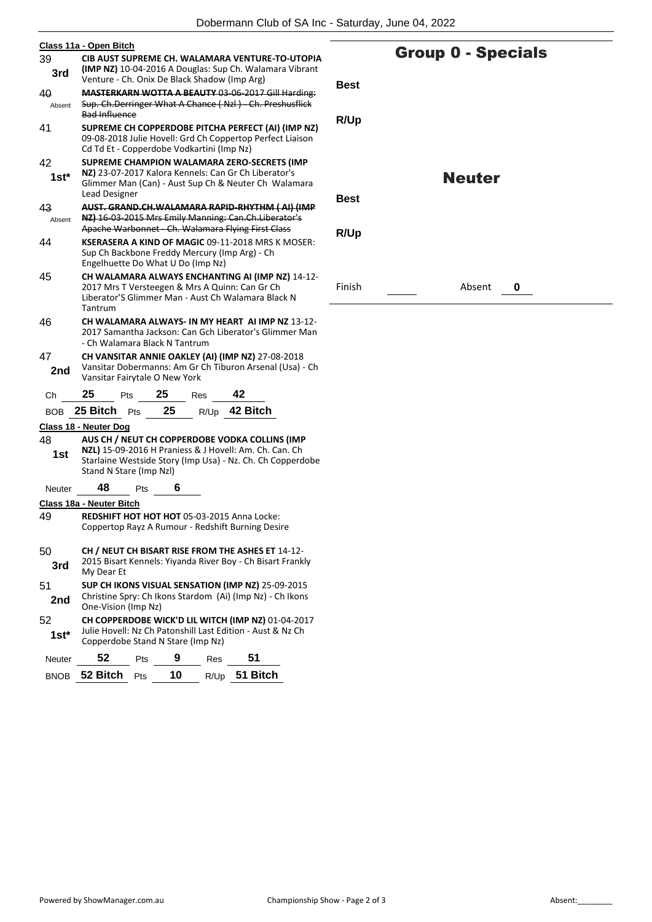## Class 11a - Open Bitch

| No. | Place | Entry |
|---|---|---|
| 39 | 3rd | **CIB AUST SUPREME CH. WALAMARA VENTURE-TO-UTOPIA (IMP NZ)** 10-04-2016 A Douglas: Sup Ch. Walamara Vibrant Venture - Ch. Onix De Black Shadow (Imp Arg) |
| 40 | Absent | ~~**MASTERKARN WOTTA A BEAUTY** 03-06-2017 Gill Harding: Sup. Ch.Derringer What A Chance ( Nzl ) - Ch. Preshusflick Bad Influence~~ |
| 41 | | **SUPREME CH COPPERDOBE PITCHA PERFECT (AI) (IMP NZ)** 09-08-2018 Julie Hovell: Grd Ch Coppertop Perfect Liaison Cd Td Et - Copperdobe Vodkartini (Imp Nz) |
| 42 | 1st* | **SUPREME CHAMPION WALAMARA ZERO-SECRETS (IMP NZ)** 23-07-2017 Kalora Kennels: Can Gr Ch Liberator's Glimmer Man (Can) - Aust Sup Ch & Neuter Ch Walamara Lead Designer |
| 43 | Absent | ~~**AUST. GRAND.CH.WALAMARA RAPID-RHYTHM ( AI) (IMP NZ)** 16-03-2015 Mrs Emily Manning: Can.Ch.Liberator's Apache Warbonnet - Ch. Walamara Flying First Class~~ |
| 44 | | **KSERASERA A KIND OF MAGIC** 09-11-2018 MRS K MOSER: Sup Ch Backbone Freddy Mercury (Imp Arg) - Ch Engelhuette Do What U Do (Imp Nz) |
| 45 | | **CH WALAMARA ALWAYS ENCHANTING AI (IMP NZ)** 14-12-2017 Mrs T Versteegen & Mrs A Quinn: Can Gr Ch Liberator'S Glimmer Man - Aust Ch Walamara Black N Tantrum |
| 46 | | **CH WALAMARA ALWAYS- IN MY HEART AI IMP NZ** 13-12-2017 Samantha Jackson: Can Gch Liberator's Glimmer Man - Ch Walamara Black N Tantrum |
| 47 | 2nd | **CH VANSITAR ANNIE OAKLEY (AI) (IMP NZ)** 27-08-2018 Vansitar Dobermanns: Am Gr Ch Tiburon Arsenal (Usa) - Ch Vansitar Fairytale O New York |

| | | | | | |
|---|---|---|---|---|---|
| Ch | 25 | Pts | 25 | Res | 42 |
| BOB | 25 Bitch | Pts | 25 | R/Up | 42 Bitch |

## Class 18 - Neuter Dog

| No. | Place | Entry |
|---|---|---|
| 48 | 1st | **AUS CH / NEUT CH COPPERDOBE VODKA COLLINS (IMP NZL)** 15-09-2016 H Praniess & J Hovell: Am. Ch. Can. Ch Starlaine Westside Story (Imp Usa) - Nz. Ch. Ch Copperdobe Stand N Stare (Imp Nzl) |

| | | | |
|---|---|---|---|
| Neuter | 48 | Pts | 6 |

## Class 18a - Neuter Bitch

| No. | Place | Entry |
|---|---|---|
| 49 | | **REDSHIFT HOT HOT HOT** 05-03-2015 Anna Locke: Coppertop Rayz A Rumour - Redshift Burning Desire |
| 50 | 3rd | **CH / NEUT CH BISART RISE FROM THE ASHES ET** 14-12-2015 Bisart Kennels: Yiyanda River Boy - Ch Bisart Frankly My Dear Et |
| 51 | 2nd | **SUP CH IKONS VISUAL SENSATION (IMP NZ)** 25-09-2015 Christine Spry: Ch Ikons Stardom (Ai) (Imp Nz) - Ch Ikons One-Vision (Imp Nz) |
| 52 | 1st* | **CH COPPERDOBE WICK'D LIL WITCH (IMP NZ)** 01-04-2017 Julie Hovell: Nz Ch Patonshill Last Edition - Aust & Nz Ch Copperdobe Stand N Stare (Imp Nz) |

| | | | | | |
|---|---|---|---|---|---|
| Neuter | 52 | Pts | 9 | Res | 51 |
| BNOB | 52 Bitch | Pts | 10 | R/Up | 51 Bitch |

## Group 0 - Specials

Best

R/Up

## Neuter

Best

R/Up

Finish | Absent 0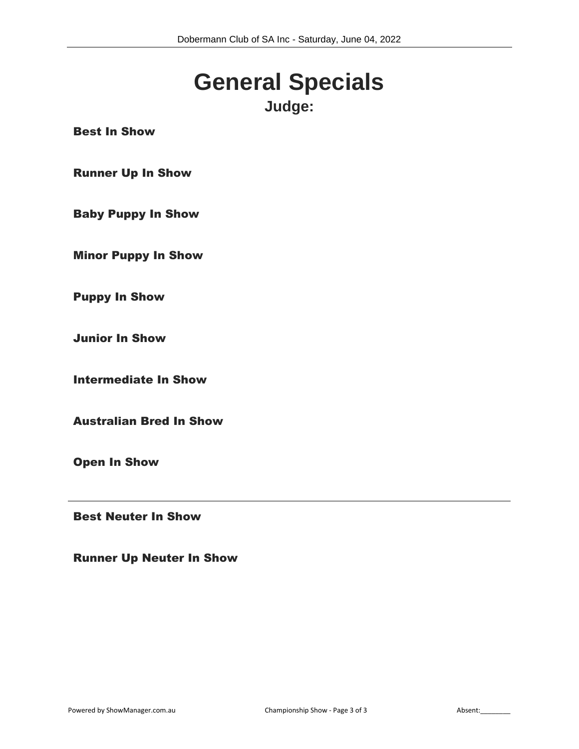# General Specials

## Judge:

**Best In Show**

**Runner Up In Show**

**Baby Puppy In Show**

**Minor Puppy In Show**

**Puppy In Show**

**Junior In Show**

**Intermediate In Show**

**Australian Bred In Show**

**Open In Show**

---

**Best Neuter In Show**

**Runner Up Neuter In Show**

Absent:________